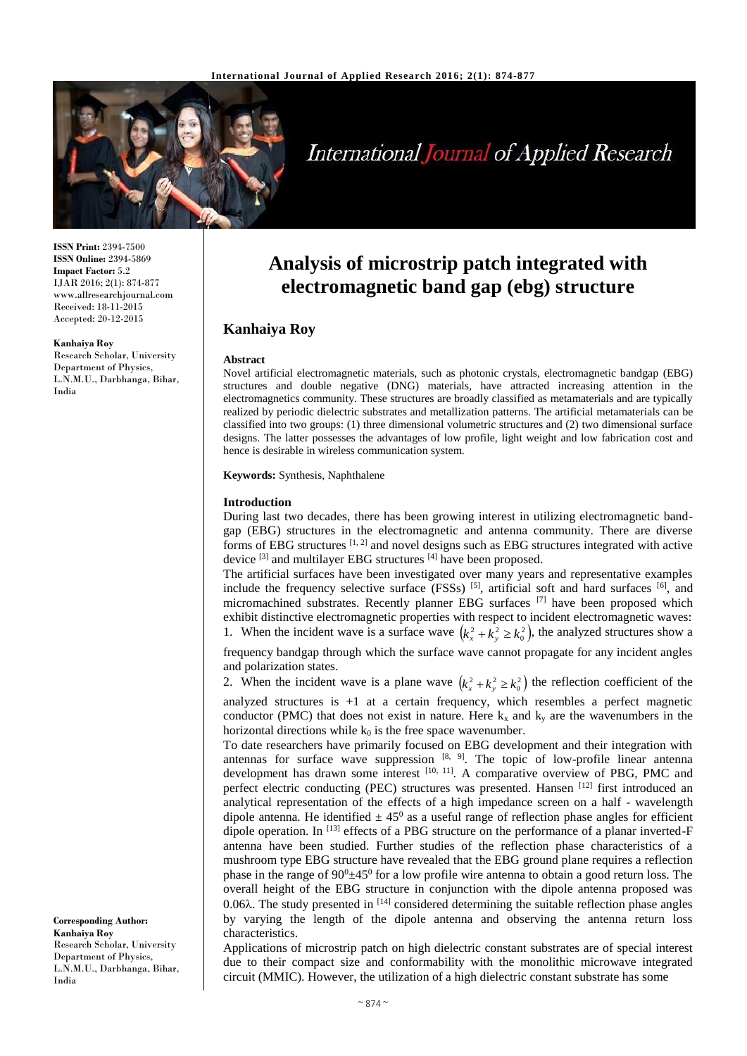# Analysis of microstrip patch integrated with electromagnetic band gap (ebg) structure

## Kanhaiya Roy

**ISSN Print:** 2394-7500
**ISSN Online:** 2394-5869
**Impact Factor:** 5.2
IJAR 2016; 2(1): 874-877
www.allresearchjournal.com
Received: 18-11-2015
Accepted: 20-12-2015

**Kanhaiya Roy**
Research Scholar, University Department of Physics, L.N.M.U., Darbhanga, Bihar, India

**Corresponding Author:**
**Kanhaiya Roy**
Research Scholar, University Department of Physics, L.N.M.U., Darbhanga, Bihar, India

### Abstract

Novel artificial electromagnetic materials, such as photonic crystals, electromagnetic bandgap (EBG) structures and double negative (DNG) materials, have attracted increasing attention in the electromagnetics community. These structures are broadly classified as metamaterials and are typically realized by periodic dielectric substrates and metallization patterns. The artificial metamaterials can be classified into two groups: (1) three dimensional volumetric structures and (2) two dimensional surface designs. The latter possesses the advantages of low profile, light weight and low fabrication cost and hence is desirable in wireless communication system.

**Keywords:** Synthesis, Naphthalene

### Introduction

During last two decades, there has been growing interest in utilizing electromagnetic band-gap (EBG) structures in the electromagnetic and antenna community. There are diverse forms of EBG structures [1, 2] and novel designs such as EBG structures integrated with active device [3] and multilayer EBG structures [4] have been proposed.

The artificial surfaces have been investigated over many years and representative examples include the frequency selective surface (FSSs) [5], artificial soft and hard surfaces [6], and micromachined substrates. Recently planner EBG surfaces [7] have been proposed which exhibit distinctive electromagnetic properties with respect to incident electromagnetic waves:

1. When the incident wave is a surface wave $\left(k_x^2 + k_y^2 \geq k_0^2\right)$, the analyzed structures show a frequency bandgap through which the surface wave cannot propagate for any incident angles and polarization states.
2. When the incident wave is a plane wave $\left(k_x^2 + k_y^2 \geq k_0^2\right)$ the reflection coefficient of the analyzed structures is +1 at a certain frequency, which resembles a perfect magnetic conductor (PMC) that does not exist in nature. Here $k_x$ and $k_y$ are the wavenumbers in the horizontal directions while $k_0$ is the free space wavenumber.

To date researchers have primarily focused on EBG development and their integration with antennas for surface wave suppression [8, 9]. The topic of low-profile linear antenna development has drawn some interest [10, 11]. A comparative overview of PBG, PMC and perfect electric conducting (PEC) structures was presented. Hansen [12] first introduced an analytical representation of the effects of a high impedance screen on a half - wavelength dipole antenna. He identified $\pm 45^0$ as a useful range of reflection phase angles for efficient dipole operation. In [13] effects of a PBG structure on the performance of a planar inverted-F antenna have been studied. Further studies of the reflection phase characteristics of a mushroom type EBG structure have revealed that the EBG ground plane requires a reflection phase in the range of $90^0 \pm 45^0$ for a low profile wire antenna to obtain a good return loss. The overall height of the EBG structure in conjunction with the dipole antenna proposed was $0.06\lambda$. The study presented in [14] considered determining the suitable reflection phase angles by varying the length of the dipole antenna and observing the antenna return loss characteristics.

Applications of microstrip patch on high dielectric constant substrates are of special interest due to their compact size and conformability with the monolithic microwave integrated circuit (MMIC). However, the utilization of a high dielectric constant substrate has some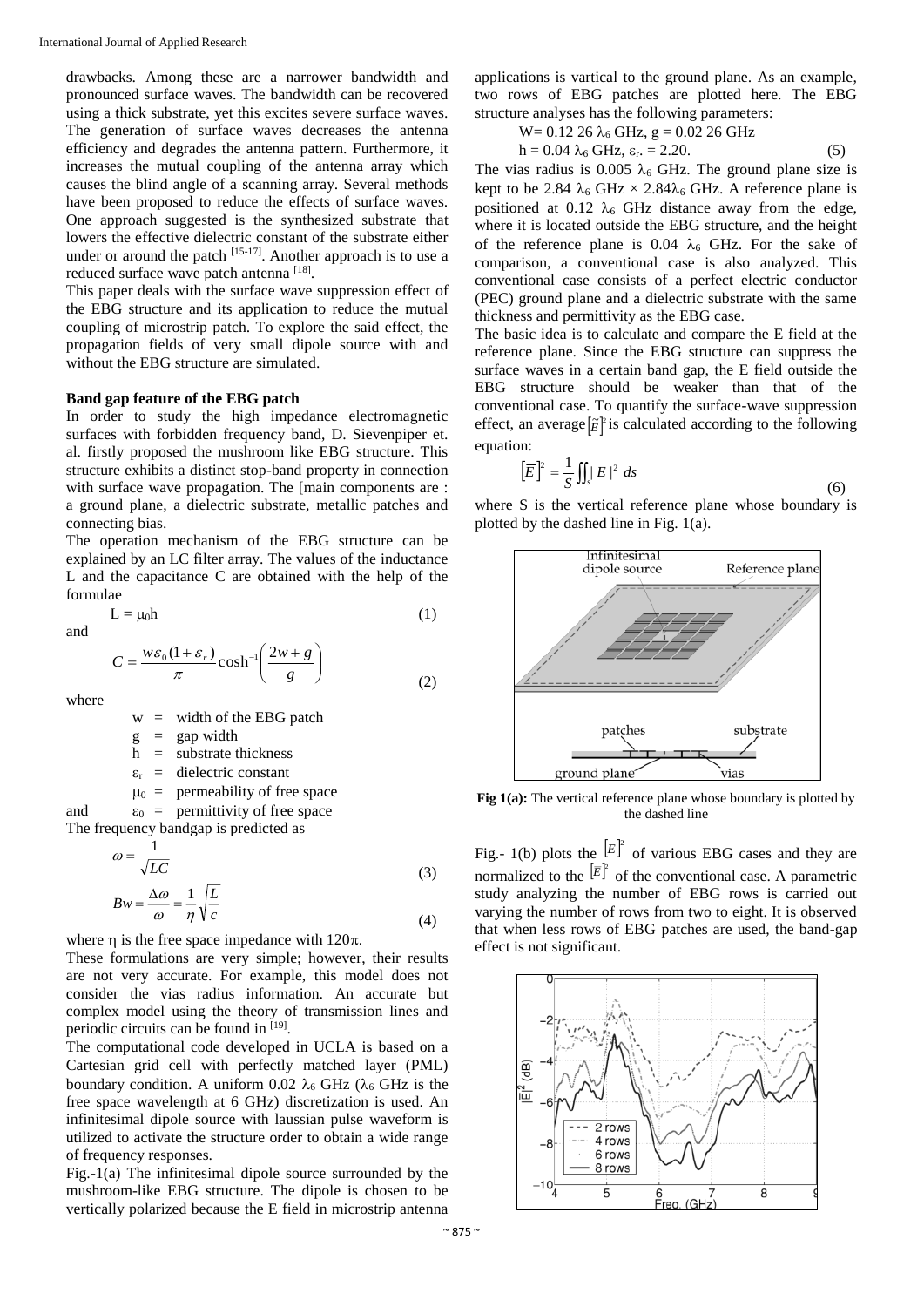drawbacks. Among these are a narrower bandwidth and pronounced surface waves. The bandwidth can be recovered using a thick substrate, yet this excites severe surface waves. The generation of surface waves decreases the antenna efficiency and degrades the antenna pattern. Furthermore, it increases the mutual coupling of the antenna array which causes the blind angle of a scanning array. Several methods have been proposed to reduce the effects of surface waves. One approach suggested is the synthesized substrate that lowers the effective dielectric constant of the substrate either under or around the patch [15-17]. Another approach is to use a reduced surface wave patch antenna [18].

This paper deals with the surface wave suppression effect of the EBG structure and its application to reduce the mutual coupling of microstrip patch. To explore the said effect, the propagation fields of very small dipole source with and without the EBG structure are simulated.

### Band gap feature of the EBG patch

In order to study the high impedance electromagnetic surfaces with forbidden frequency band, D. Sievenpiper et. al. firstly proposed the mushroom like EBG structure. This structure exhibits a distinct stop-band property in connection with surface wave propagation. The [main components are : a ground plane, a dielectric substrate, metallic patches and connecting bias.

The operation mechanism of the EBG structure can be explained by an LC filter array. The values of the inductance L and the capacitance C are obtained with the help of the formulae

$$L = \mu_0 h \tag{1}$$

and

$$C = \frac{w\varepsilon_0(1+\varepsilon_r)}{\pi}\cosh^{-1}\left(\frac{2w+g}{g}\right) \tag{2}$$

where

- w = width of the EBG patch
- g = gap width
- h = substrate thickness
- $\varepsilon_r$ = dielectric constant
- $\mu_0$ = permeability of free space
- and $\varepsilon_0$ = permittivity of free space

The frequency bandgap is predicted as

$$\omega = \frac{1}{\sqrt{LC}} \tag{3}$$

$$Bw = \frac{\Delta\omega}{\omega} = \frac{1}{\eta}\sqrt{\frac{L}{c}} \tag{4}$$

where η is the free space impedance with 120π.

These formulations are very simple; however, their results are not very accurate. For example, this model does not consider the vias radius information. An accurate but complex model using the theory of transmission lines and periodic circuits can be found in [19].

The computational code developed in UCLA is based on a Cartesian grid cell with perfectly matched layer (PML) boundary condition. A uniform 0.02 $\lambda_6$ GHz ($\lambda_6$ GHz is the free space wavelength at 6 GHz) discretization is used. An infinitesimal dipole source with laussian pulse waveform is utilized to activate the structure order to obtain a wide range of frequency responses.

Fig.-1(a) The infinitesimal dipole source surrounded by the mushroom-like EBG structure. The dipole is chosen to be vertically polarized because the E field in microstrip antenna applications is vartical to the ground plane. As an example, two rows of EBG patches are plotted here. The EBG structure analyses has the following parameters:

$$W = 0.12\ 26\ \lambda_6\ \text{GHz},\ g = 0.02\ 26\ \text{GHz}$$
$$h = 0.04\ \lambda_6\ \text{GHz},\ \varepsilon_r = 2.20. \tag{5}$$

The vias radius is 0.005 $\lambda_6$ GHz. The ground plane size is kept to be 2.84 $\lambda_6$ GHz × 2.84$\lambda_6$ GHz. A reference plane is positioned at 0.12 $\lambda_6$ GHz distance away from the edge, where it is located outside the EBG structure, and the height of the reference plane is 0.04 $\lambda_6$ GHz. For the sake of comparison, a conventional case is also analyzed. This conventional case consists of a perfect electric conductor (PEC) ground plane and a dielectric substrate with the same thickness and permittivity as the EBG case.

The basic idea is to calculate and compare the E field at the reference plane. Since the EBG structure can suppress the surface waves in a certain band gap, the E field outside the EBG structure should be weaker than that of the conventional case. To quantify the surface-wave suppression effect, an average $\left[\tilde{E}\right]^2$ is calculated according to the following equation:

$$\left[\overline{E}\right]^2 = \frac{1}{S}\iint_s |E|^2\ ds \tag{6}$$

where S is the vertical reference plane whose boundary is plotted by the dashed line in Fig. 1(a).

**Fig 1(a):** The vertical reference plane whose boundary is plotted by the dashed line

Fig.- 1(b) plots the $\left[\overline{E}\right]^2$ of various EBG cases and they are normalized to the $\left[\overline{E}\right]^2$ of the conventional case. A parametric study analyzing the number of EBG rows is carried out varying the number of rows from two to eight. It is observed that when less rows of EBG patches are used, the band-gap effect is not significant.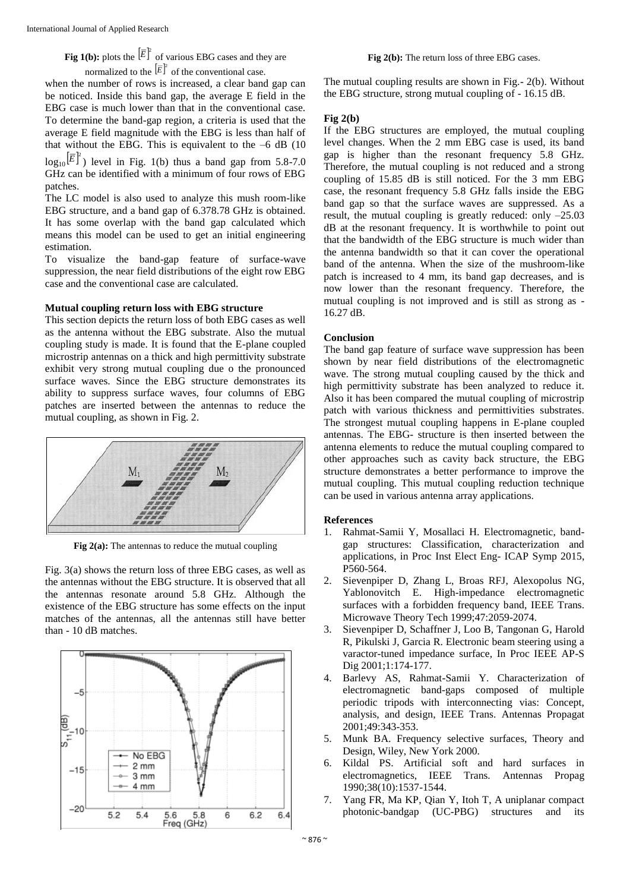**Fig 1(b):** plots the $|\bar{E}|^2$ of various EBG cases and they are normalized to the $|\bar{E}|^2$ of the conventional case.

when the number of rows is increased, a clear band gap can be noticed. Inside this band gap, the average E field in the EBG case is much lower than that in the conventional case. To determine the band-gap region, a criteria is used that the average E field magnitude with the EBG is less than half of that without the EBG. This is equivalent to the –6 dB (10 $\log_{10}|\bar{E}|^2$) level in Fig. 1(b) thus a band gap from 5.8-7.0 GHz can be identified with a minimum of four rows of EBG patches.

The LC model is also used to analyze this mush room-like EBG structure, and a band gap of 6.378.78 GHz is obtained. It has some overlap with the band gap calculated which means this model can be used to get an initial engineering estimation.

To visualize the band-gap feature of surface-wave suppression, the near field distributions of the eight row EBG case and the conventional case are calculated.

### Mutual coupling return loss with EBG structure

This section depicts the return loss of both EBG cases as well as the antenna without the EBG substrate. Also the mutual coupling study is made. It is found that the E-plane coupled microstrip antennas on a thick and high permittivity substrate exhibit very strong mutual coupling due o the pronounced surface waves. Since the EBG structure demonstrates its ability to suppress surface waves, four columns of EBG patches are inserted between the antennas to reduce the mutual coupling, as shown in Fig. 2.

**Fig 2(a):** The antennas to reduce the mutual coupling

Fig. 3(a) shows the return loss of three EBG cases, as well as the antennas without the EBG structure. It is observed that all the antennas resonate around 5.8 GHz. Although the existence of the EBG structure has some effects on the input matches of the antennas, all the antennas still have better than - 10 dB matches.

**Fig 2(b):** The return loss of three EBG cases.

The mutual coupling results are shown in Fig.- 2(b). Without the EBG structure, strong mutual coupling of - 16.15 dB.

### Fig 2(b)

If the EBG structures are employed, the mutual coupling level changes. When the 2 mm EBG case is used, its band gap is higher than the resonant frequency 5.8 GHz. Therefore, the mutual coupling is not reduced and a strong coupling of 15.85 dB is still noticed. For the 3 mm EBG case, the resonant frequency 5.8 GHz falls inside the EBG band gap so that the surface waves are suppressed. As a result, the mutual coupling is greatly reduced: only –25.03 dB at the resonant frequency. It is worthwhile to point out that the bandwidth of the EBG structure is much wider than the antenna bandwidth so that it can cover the operational band of the antenna. When the size of the mushroom-like patch is increased to 4 mm, its band gap decreases, and is now lower than the resonant frequency. Therefore, the mutual coupling is not improved and is still as strong as -16.27 dB.

### Conclusion

The band gap feature of surface wave suppression has been shown by near field distributions of the electromagnetic wave. The strong mutual coupling caused by the thick and high permittivity substrate has been analyzed to reduce it. Also it has been compared the mutual coupling of microstrip patch with various thickness and permittivities substrates. The strongest mutual coupling happens in E-plane coupled antennas. The EBG- structure is then inserted between the antenna elements to reduce the mutual coupling compared to other approaches such as cavity back structure, the EBG structure demonstrates a better performance to improve the mutual coupling. This mutual coupling reduction technique can be used in various antenna array applications.

### References

1. Rahmat-Samii Y, Mosallaci H. Electromagnetic, band-gap structures: Classification, characterization and applications, in Proc Inst Elect Eng- ICAP Symp 2015, P560-564.
2. Sievenpiper D, Zhang L, Broas RFJ, Alexopolus NG, Yablonovitch E. High-impedance electromagnetic surfaces with a forbidden frequency band, IEEE Trans. Microwave Theory Tech 1999;47:2059-2074.
3. Sievenpiper D, Schaffner J, Loo B, Tangonan G, Harold R, Pikulski J, Garcia R. Electronic beam steering using a varactor-tuned impedance surface, In Proc IEEE AP-S Dig 2001;1:174-177.
4. Barlevy AS, Rahmat-Samii Y. Characterization of electromagnetic band-gaps composed of multiple periodic tripods with interconnecting vias: Concept, analysis, and design, IEEE Trans. Antennas Propagat 2001;49:343-353.
5. Munk BA. Frequency selective surfaces, Theory and Design, Wiley, New York 2000.
6. Kildal PS. Artificial soft and hard surfaces in electromagnetics, IEEE Trans. Antennas Propag 1990;38(10):1537-1544.
7. Yang FR, Ma KP, Qian Y, Itoh T, A uniplanar compact photonic-bandgap (UC-PBG) structures and its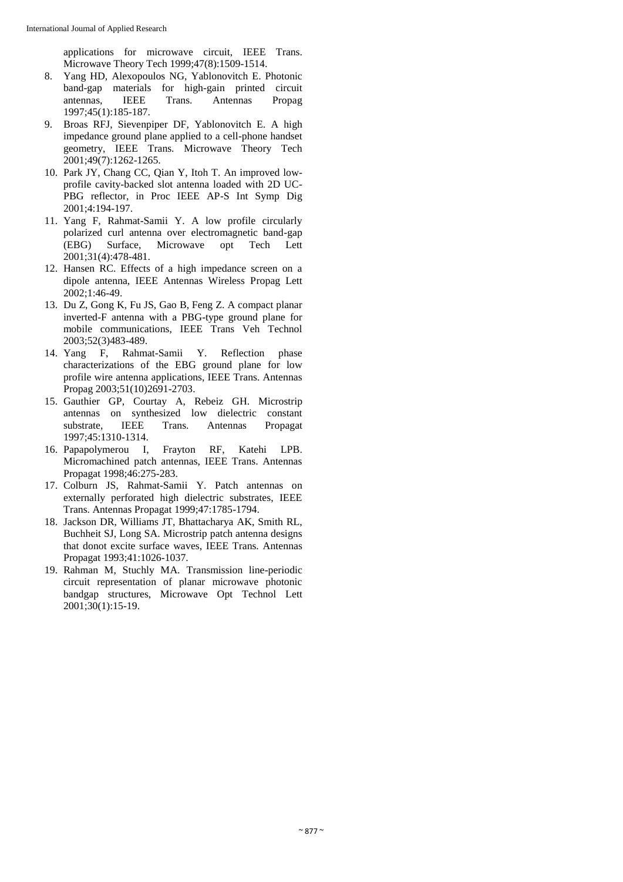applications for microwave circuit, IEEE Trans. Microwave Theory Tech 1999;47(8):1509-1514.

8. Yang HD, Alexopoulos NG, Yablonovitch E. Photonic band-gap materials for high-gain printed circuit antennas, IEEE Trans. Antennas Propag 1997;45(1):185-187.
9. Broas RFJ, Sievenpiper DF, Yablonovitch E. A high impedance ground plane applied to a cell-phone handset geometry, IEEE Trans. Microwave Theory Tech 2001;49(7):1262-1265.
10. Park JY, Chang CC, Qian Y, Itoh T. An improved low-profile cavity-backed slot antenna loaded with 2D UC-PBG reflector, in Proc IEEE AP-S Int Symp Dig 2001;4:194-197.
11. Yang F, Rahmat-Samii Y. A low profile circularly polarized curl antenna over electromagnetic band-gap (EBG) Surface, Microwave opt Tech Lett 2001;31(4):478-481.
12. Hansen RC. Effects of a high impedance screen on a dipole antenna, IEEE Antennas Wireless Propag Lett 2002;1:46-49.
13. Du Z, Gong K, Fu JS, Gao B, Feng Z. A compact planar inverted-F antenna with a PBG-type ground plane for mobile communications, IEEE Trans Veh Technol 2003;52(3)483-489.
14. Yang F, Rahmat-Samii Y. Reflection phase characterizations of the EBG ground plane for low profile wire antenna applications, IEEE Trans. Antennas Propag 2003;51(10)2691-2703.
15. Gauthier GP, Courtay A, Rebeiz GH. Microstrip antennas on synthesized low dielectric constant substrate, IEEE Trans. Antennas Propagat 1997;45:1310-1314.
16. Papapolymerou I, Frayton RF, Katehi LPB. Micromachined patch antennas, IEEE Trans. Antennas Propagat 1998;46:275-283.
17. Colburn JS, Rahmat-Samii Y. Patch antennas on externally perforated high dielectric substrates, IEEE Trans. Antennas Propagat 1999;47:1785-1794.
18. Jackson DR, Williams JT, Bhattacharya AK, Smith RL, Buchheit SJ, Long SA. Microstrip patch antenna designs that donot excite surface waves, IEEE Trans. Antennas Propagat 1993;41:1026-1037.
19. Rahman M, Stuchly MA. Transmission line-periodic circuit representation of planar microwave photonic bandgap structures, Microwave Opt Technol Lett 2001;30(1):15-19.